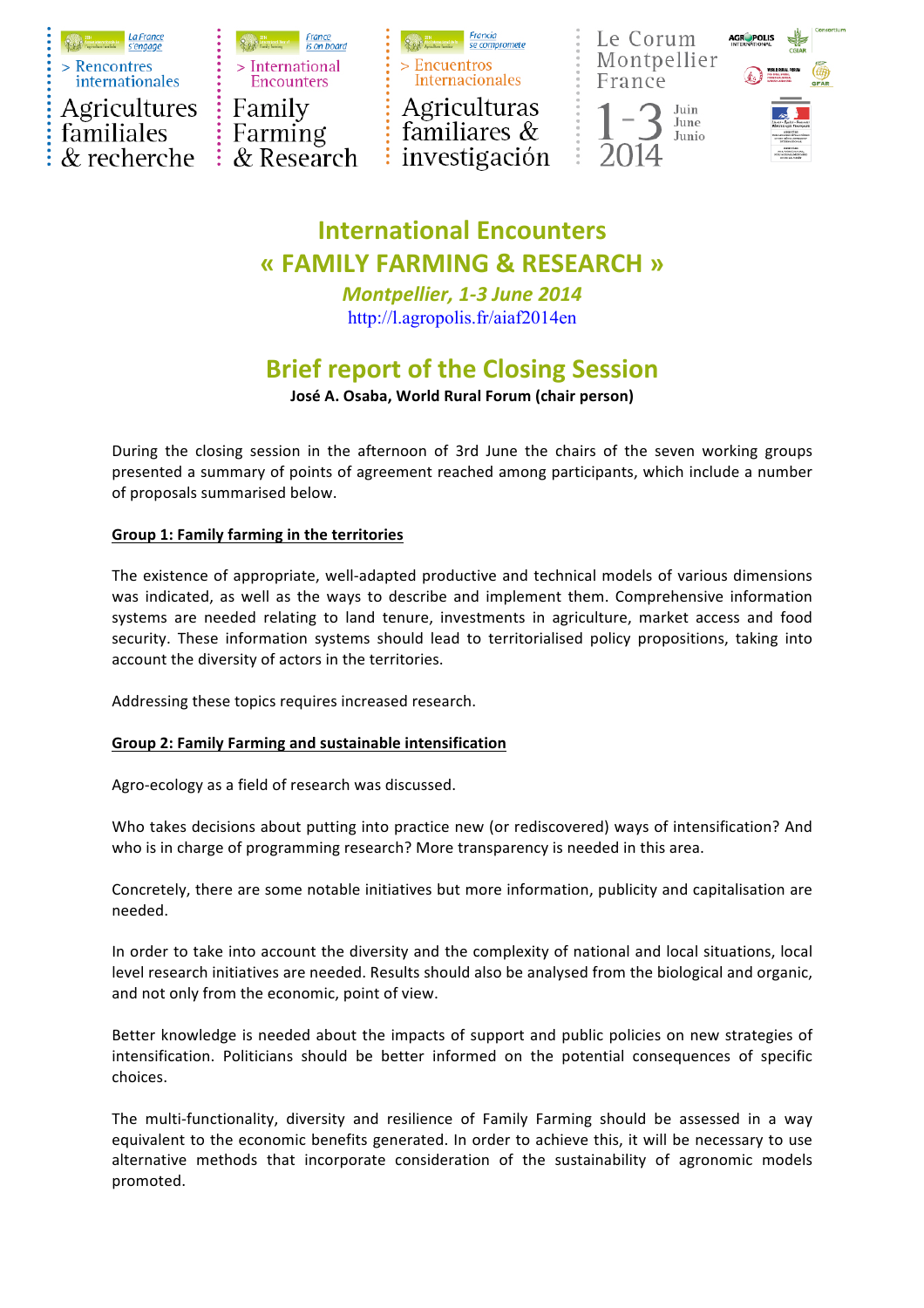> Rencontres internationales
Agricultures familiales & recherche

> International Encounters
Family Farming & Research

> Encuentros Internacionales
Agriculturas familiares & investigación

Le Corum Montpellier France
1-3 Juin June Junio 2014

# International Encounters
# « FAMILY FARMING & RESEARCH »

*Montpellier, 1-3 June 2014*

http://l.agropolis.fr/aiaf2014en

## Brief report of the Closing Session

**José A. Osaba, World Rural Forum (chair person)**

During the closing session in the afternoon of 3rd June the chairs of the seven working groups presented a summary of points of agreement reached among participants, which include a number of proposals summarised below.

**Group 1: Family farming in the territories**

The existence of appropriate, well-adapted productive and technical models of various dimensions was indicated, as well as the ways to describe and implement them. Comprehensive information systems are needed relating to land tenure, investments in agriculture, market access and food security. These information systems should lead to territorialised policy propositions, taking into account the diversity of actors in the territories.

Addressing these topics requires increased research.

**Group 2: Family Farming and sustainable intensification**

Agro-ecology as a field of research was discussed.

Who takes decisions about putting into practice new (or rediscovered) ways of intensification? And who is in charge of programming research? More transparency is needed in this area.

Concretely, there are some notable initiatives but more information, publicity and capitalisation are needed.

In order to take into account the diversity and the complexity of national and local situations, local level research initiatives are needed. Results should also be analysed from the biological and organic, and not only from the economic, point of view.

Better knowledge is needed about the impacts of support and public policies on new strategies of intensification. Politicians should be better informed on the potential consequences of specific choices.

The multi-functionality, diversity and resilience of Family Farming should be assessed in a way equivalent to the economic benefits generated. In order to achieve this, it will be necessary to use alternative methods that incorporate consideration of the sustainability of agronomic models promoted.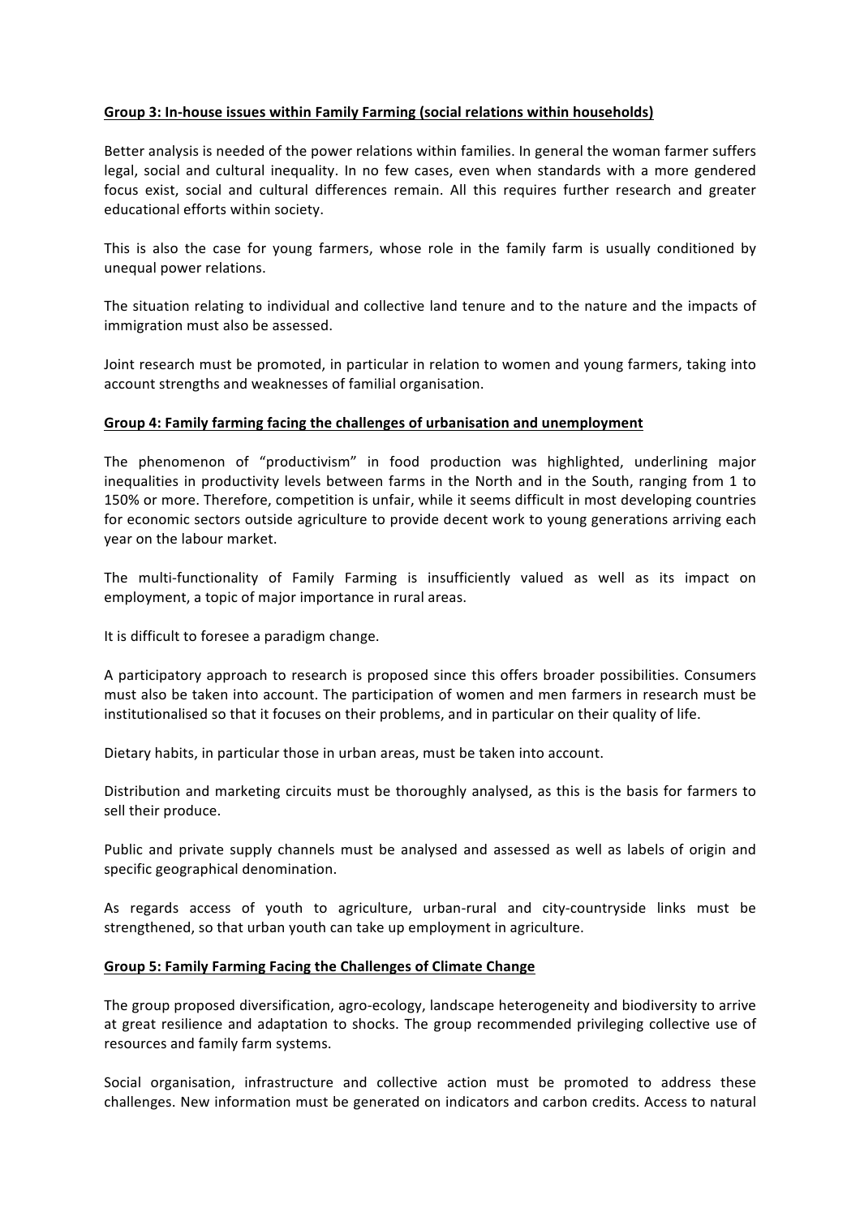**Group 3: In-house issues within Family Farming (social relations within households)**

Better analysis is needed of the power relations within families. In general the woman farmer suffers legal, social and cultural inequality. In no few cases, even when standards with a more gendered focus exist, social and cultural differences remain. All this requires further research and greater educational efforts within society.

This is also the case for young farmers, whose role in the family farm is usually conditioned by unequal power relations.

The situation relating to individual and collective land tenure and to the nature and the impacts of immigration must also be assessed.

Joint research must be promoted, in particular in relation to women and young farmers, taking into account strengths and weaknesses of familial organisation.

**Group 4: Family farming facing the challenges of urbanisation and unemployment**

The phenomenon of "productivism" in food production was highlighted, underlining major inequalities in productivity levels between farms in the North and in the South, ranging from 1 to 150% or more. Therefore, competition is unfair, while it seems difficult in most developing countries for economic sectors outside agriculture to provide decent work to young generations arriving each year on the labour market.

The multi-functionality of Family Farming is insufficiently valued as well as its impact on employment, a topic of major importance in rural areas.

It is difficult to foresee a paradigm change.

A participatory approach to research is proposed since this offers broader possibilities. Consumers must also be taken into account. The participation of women and men farmers in research must be institutionalised so that it focuses on their problems, and in particular on their quality of life.

Dietary habits, in particular those in urban areas, must be taken into account.

Distribution and marketing circuits must be thoroughly analysed, as this is the basis for farmers to sell their produce.

Public and private supply channels must be analysed and assessed as well as labels of origin and specific geographical denomination.

As regards access of youth to agriculture, urban-rural and city-countryside links must be strengthened, so that urban youth can take up employment in agriculture.

**Group 5: Family Farming Facing the Challenges of Climate Change**

The group proposed diversification, agro-ecology, landscape heterogeneity and biodiversity to arrive at great resilience and adaptation to shocks. The group recommended privileging collective use of resources and family farm systems.

Social organisation, infrastructure and collective action must be promoted to address these challenges. New information must be generated on indicators and carbon credits. Access to natural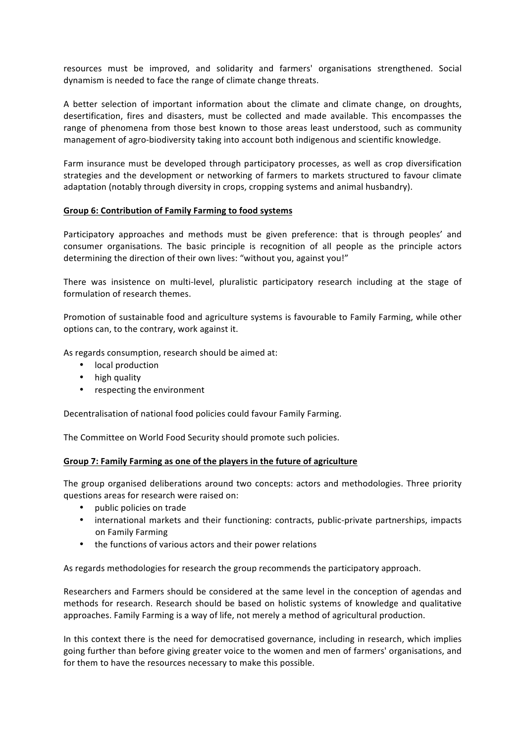resources must be improved, and solidarity and farmers' organisations strengthened. Social dynamism is needed to face the range of climate change threats.

A better selection of important information about the climate and climate change, on droughts, desertification, fires and disasters, must be collected and made available. This encompasses the range of phenomena from those best known to those areas least understood, such as community management of agro-biodiversity taking into account both indigenous and scientific knowledge.

Farm insurance must be developed through participatory processes, as well as crop diversification strategies and the development or networking of farmers to markets structured to favour climate adaptation (notably through diversity in crops, cropping systems and animal husbandry).

**Group 6: Contribution of Family Farming to food systems**

Participatory approaches and methods must be given preference: that is through peoples' and consumer organisations. The basic principle is recognition of all people as the principle actors determining the direction of their own lives: "without you, against you!"

There was insistence on multi-level, pluralistic participatory research including at the stage of formulation of research themes.

Promotion of sustainable food and agriculture systems is favourable to Family Farming, while other options can, to the contrary, work against it.

As regards consumption, research should be aimed at:

- local production
- high quality
- respecting the environment

Decentralisation of national food policies could favour Family Farming.

The Committee on World Food Security should promote such policies.

**Group 7: Family Farming as one of the players in the future of agriculture**

The group organised deliberations around two concepts: actors and methodologies. Three priority questions areas for research were raised on:

- public policies on trade
- international markets and their functioning: contracts, public-private partnerships, impacts on Family Farming
- the functions of various actors and their power relations

As regards methodologies for research the group recommends the participatory approach.

Researchers and Farmers should be considered at the same level in the conception of agendas and methods for research. Research should be based on holistic systems of knowledge and qualitative approaches. Family Farming is a way of life, not merely a method of agricultural production.

In this context there is the need for democratised governance, including in research, which implies going further than before giving greater voice to the women and men of farmers' organisations, and for them to have the resources necessary to make this possible.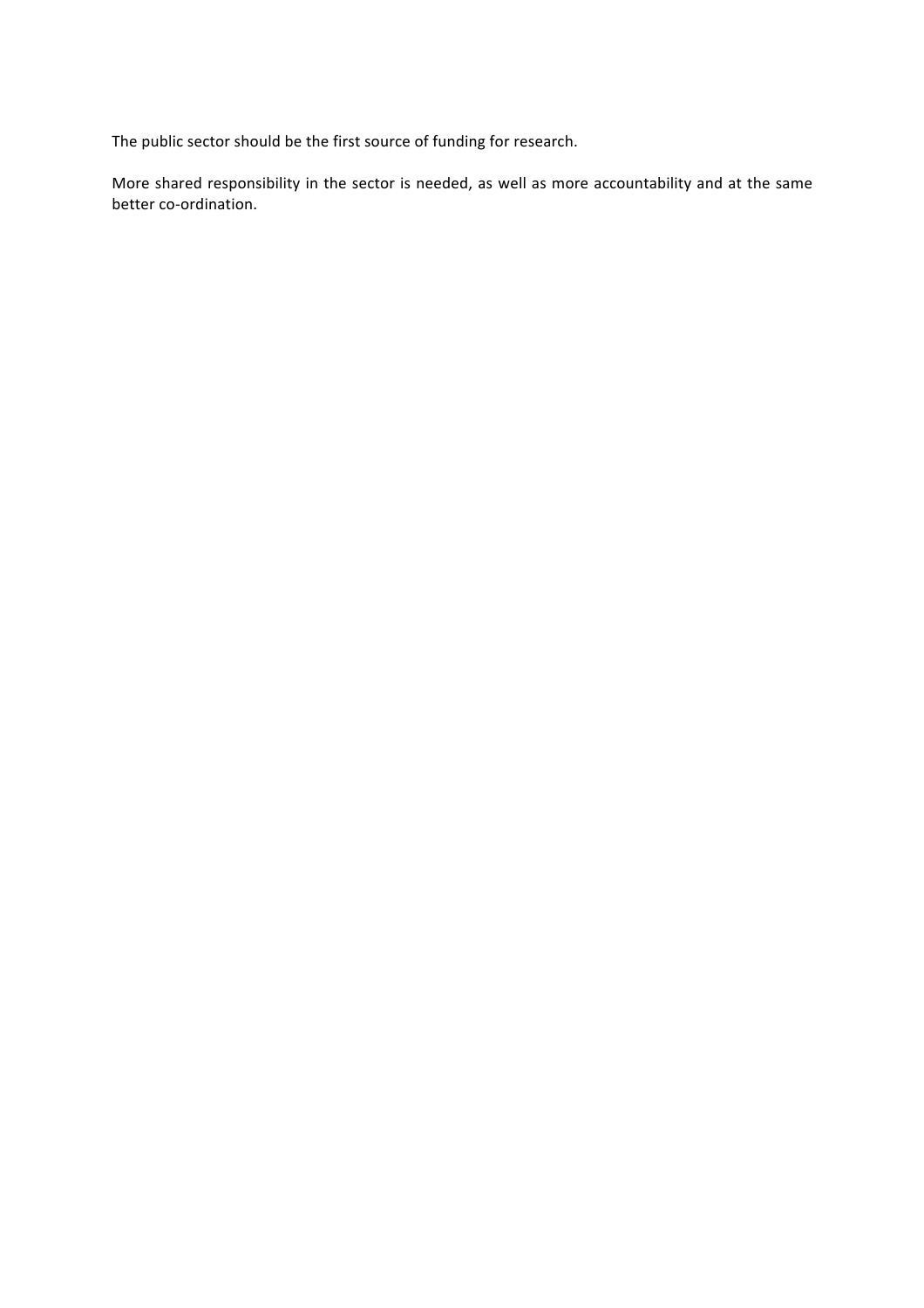The public sector should be the first source of funding for research.

More shared responsibility in the sector is needed, as well as more accountability and at the same better co-ordination.